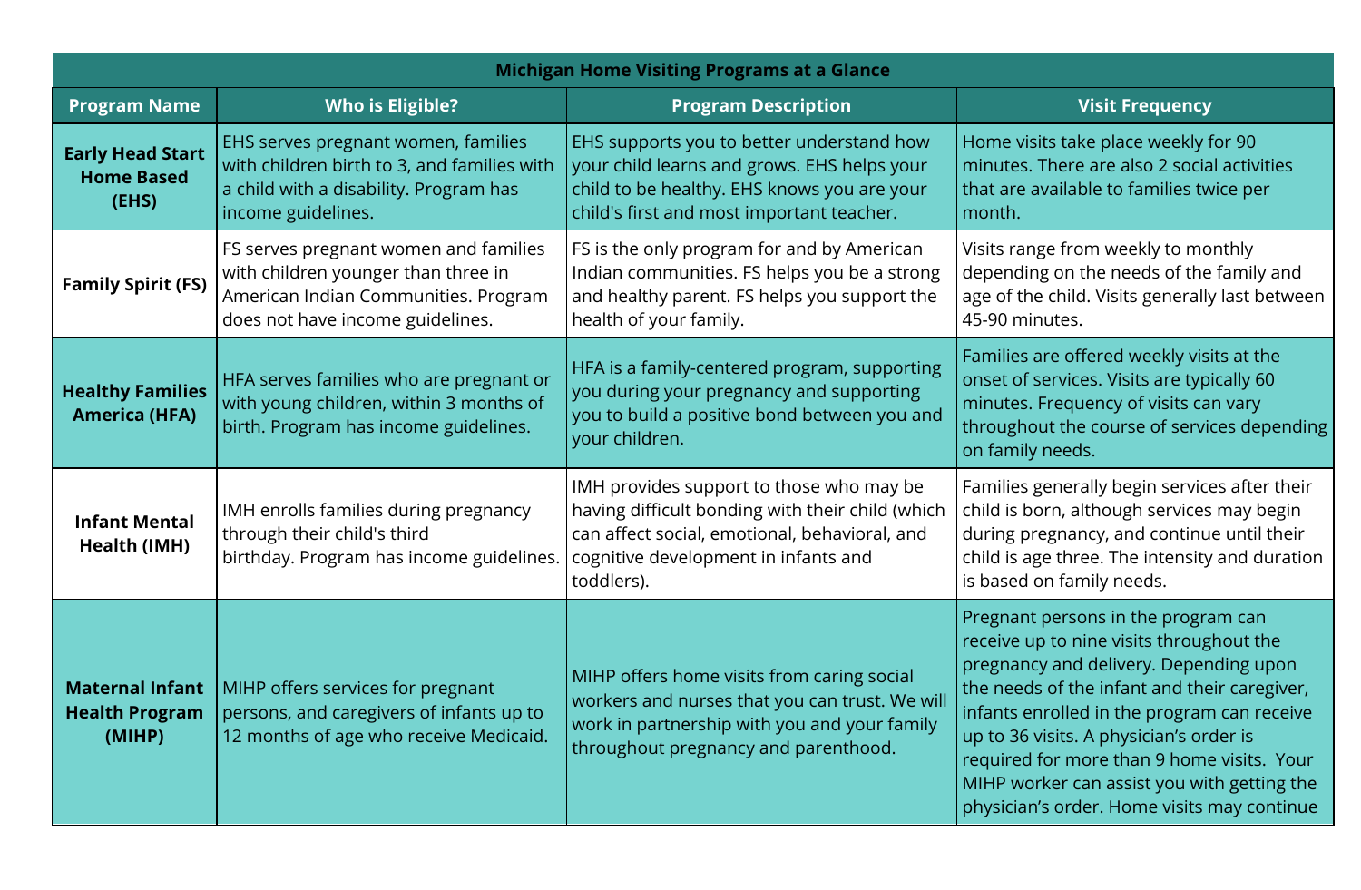| Michigan Home Visiting Programs at a Glance | | | |
|---|---|---|---|
| **Program Name** | **Who is Eligible?** | **Program Description** | **Visit Frequency** |
| **Early Head Start Home Based (EHS)** | EHS serves pregnant women, families with children birth to 3, and families with a child with a disability. Program has income guidelines. | EHS supports you to better understand how your child learns and grows. EHS helps your child to be healthy. EHS knows you are your child's first and most important teacher. | Home visits take place weekly for 90 minutes. There are also 2 social activities that are available to families twice per month. |
| **Family Spirit (FS)** | FS serves pregnant women and families with children younger than three in American Indian Communities. Program does not have income guidelines. | FS is the only program for and by American Indian communities. FS helps you be a strong and healthy parent. FS helps you support the health of your family. | Visits range from weekly to monthly depending on the needs of the family and age of the child. Visits generally last between 45-90 minutes. |
| **Healthy Families America (HFA)** | HFA serves families who are pregnant or with young children, within 3 months of birth. Program has income guidelines. | HFA is a family-centered program, supporting you during your pregnancy and supporting you to build a positive bond between you and your children. | Families are offered weekly visits at the onset of services. Visits are typically 60 minutes. Frequency of visits can vary throughout the course of services depending on family needs. |
| **Infant Mental Health (IMH)** | IMH enrolls families during pregnancy through their child's third birthday. Program has income guidelines. | IMH provides support to those who may be having difficult bonding with their child (which can affect social, emotional, behavioral, and cognitive development in infants and toddlers). | Families generally begin services after their child is born, although services may begin during pregnancy, and continue until their child is age three. The intensity and duration is based on family needs. |
| **Maternal Infant Health Program (MIHP)** | MIHP offers services for pregnant persons, and caregivers of infants up to 12 months of age who receive Medicaid. | MIHP offers home visits from caring social workers and nurses that you can trust. We will work in partnership with you and your family throughout pregnancy and parenthood. | Pregnant persons in the program can receive up to nine visits throughout the pregnancy and delivery. Depending upon the needs of the infant and their caregiver, infants enrolled in the program can receive up to 36 visits. A physician's order is required for more than 9 home visits. Your MIHP worker can assist you with getting the physician's order. Home visits may continue |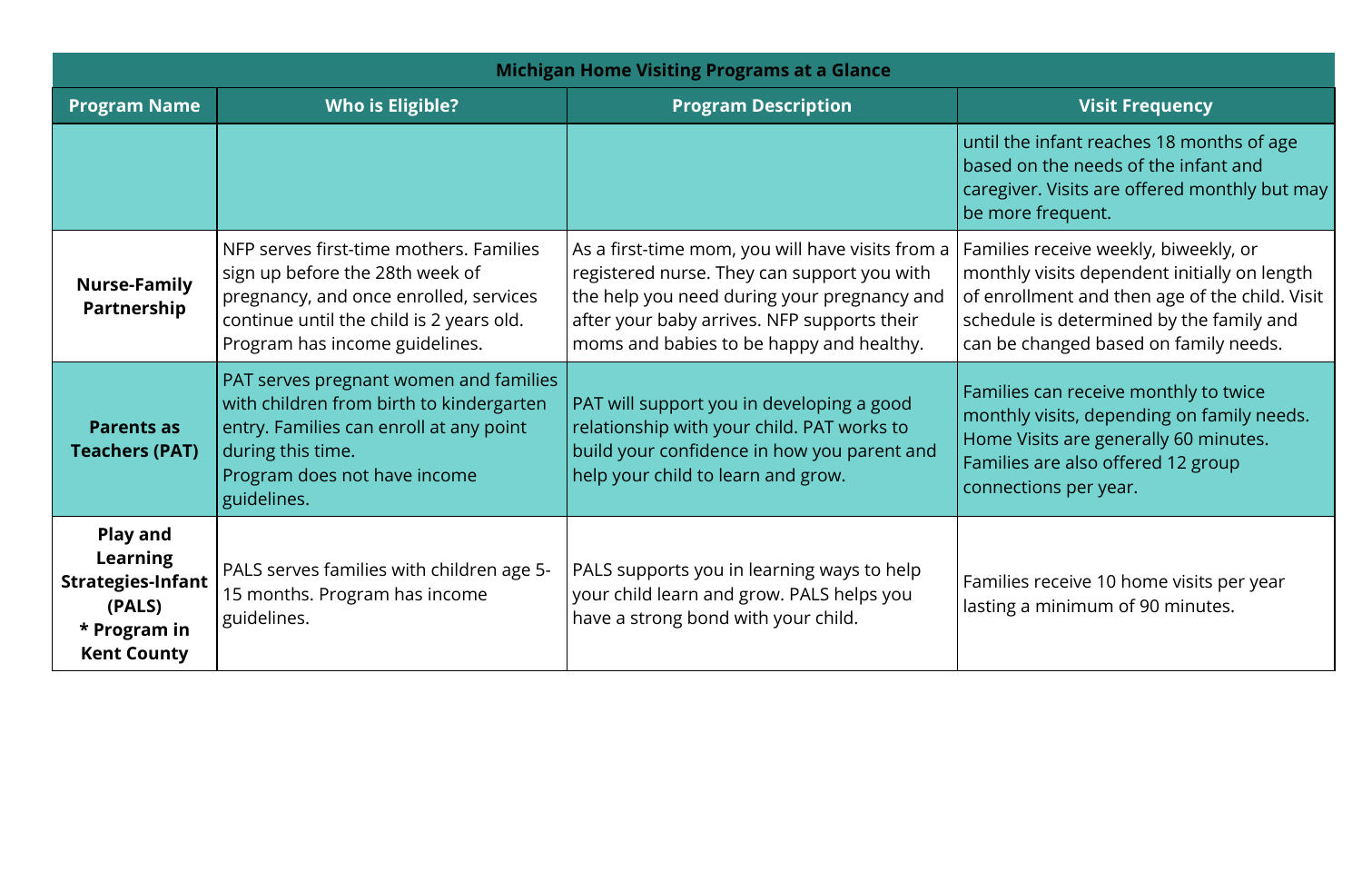| Michigan Home Visiting Programs at a Glance | | | |
|---|---|---|---|
| **Program Name** | **Who is Eligible?** | **Program Description** | **Visit Frequency** |
| | | | until the infant reaches 18 months of age based on the needs of the infant and caregiver. Visits are offered monthly but may be more frequent. |
| **Nurse-Family Partnership** | NFP serves first-time mothers. Families sign up before the 28th week of pregnancy, and once enrolled, services continue until the child is 2 years old. Program has income guidelines. | As a first-time mom, you will have visits from a registered nurse. They can support you with the help you need during your pregnancy and after your baby arrives. NFP supports their moms and babies to be happy and healthy. | Families receive weekly, biweekly, or monthly visits dependent initially on length of enrollment and then age of the child. Visit schedule is determined by the family and can be changed based on family needs. |
| **Parents as Teachers (PAT)** | PAT serves pregnant women and families with children from birth to kindergarten entry. Families can enroll at any point during this time. Program does not have income guidelines. | PAT will support you in developing a good relationship with your child. PAT works to build your confidence in how you parent and help your child to learn and grow. | Families can receive monthly to twice monthly visits, depending on family needs. Home Visits are generally 60 minutes. Families are also offered 12 group connections per year. |
| **Play and Learning Strategies-Infant (PALS) * Program in Kent County** | PALS serves families with children age 5-15 months. Program has income guidelines. | PALS supports you in learning ways to help your child learn and grow. PALS helps you have a strong bond with your child. | Families receive 10 home visits per year lasting a minimum of 90 minutes. |